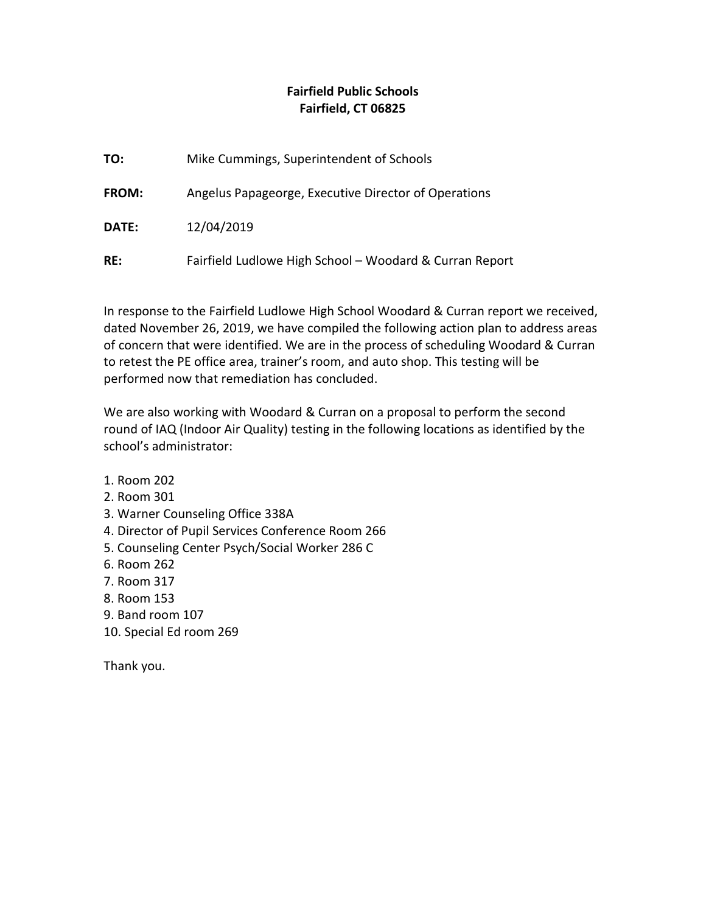**Fairfield Public Schools**
**Fairfield, CT 06825**

**TO:** Mike Cummings, Superintendent of Schools

**FROM:** Angelus Papageorge, Executive Director of Operations

**DATE:** 12/04/2019

**RE:** Fairfield Ludlowe High School – Woodard & Curran Report

In response to the Fairfield Ludlowe High School Woodard & Curran report we received, dated November 26, 2019, we have compiled the following action plan to address areas of concern that were identified. We are in the process of scheduling Woodard & Curran to retest the PE office area, trainer's room, and auto shop. This testing will be performed now that remediation has concluded.

We are also working with Woodard & Curran on a proposal to perform the second round of IAQ (Indoor Air Quality) testing in the following locations as identified by the school's administrator:

1. Room 202
2. Room 301
3. Warner Counseling Office 338A
4. Director of Pupil Services Conference Room 266
5. Counseling Center Psych/Social Worker 286 C
6. Room 262
7. Room 317
8. Room 153
9. Band room 107
10. Special Ed room 269

Thank you.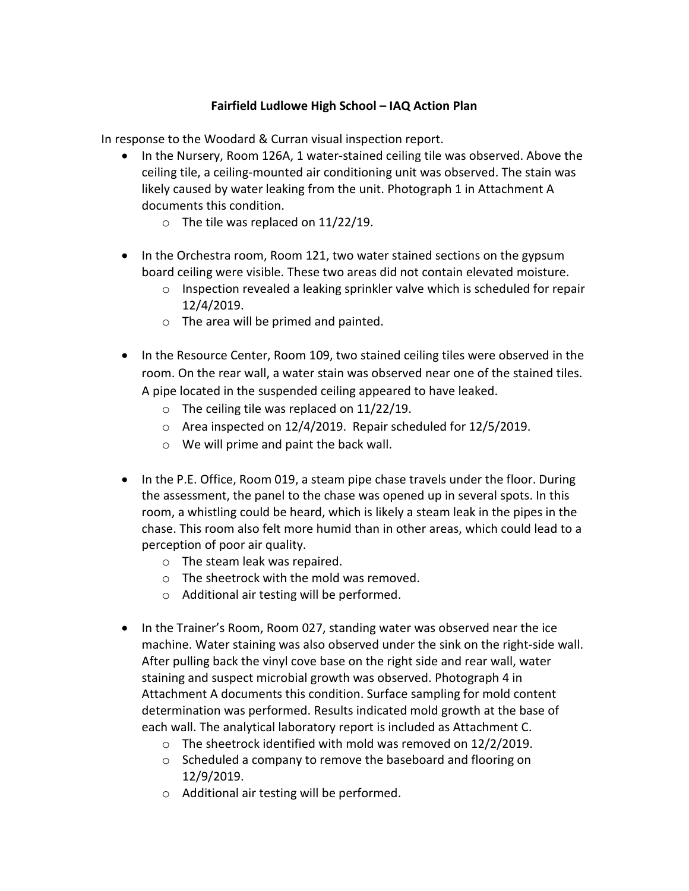**Fairfield Ludlowe High School – IAQ Action Plan**

In response to the Woodard & Curran visual inspection report.

- In the Nursery, Room 126A, 1 water-stained ceiling tile was observed. Above the ceiling tile, a ceiling-mounted air conditioning unit was observed. The stain was likely caused by water leaking from the unit. Photograph 1 in Attachment A documents this condition.
    - The tile was replaced on 11/22/19.

- In the Orchestra room, Room 121, two water stained sections on the gypsum board ceiling were visible. These two areas did not contain elevated moisture.
    - Inspection revealed a leaking sprinkler valve which is scheduled for repair 12/4/2019.
    - The area will be primed and painted.

- In the Resource Center, Room 109, two stained ceiling tiles were observed in the room. On the rear wall, a water stain was observed near one of the stained tiles. A pipe located in the suspended ceiling appeared to have leaked.
    - The ceiling tile was replaced on 11/22/19.
    - Area inspected on 12/4/2019. Repair scheduled for 12/5/2019.
    - We will prime and paint the back wall.

- In the P.E. Office, Room 019, a steam pipe chase travels under the floor. During the assessment, the panel to the chase was opened up in several spots. In this room, a whistling could be heard, which is likely a steam leak in the pipes in the chase. This room also felt more humid than in other areas, which could lead to a perception of poor air quality.
    - The steam leak was repaired.
    - The sheetrock with the mold was removed.
    - Additional air testing will be performed.

- In the Trainer's Room, Room 027, standing water was observed near the ice machine. Water staining was also observed under the sink on the right-side wall. After pulling back the vinyl cove base on the right side and rear wall, water staining and suspect microbial growth was observed. Photograph 4 in Attachment A documents this condition. Surface sampling for mold content determination was performed. Results indicated mold growth at the base of each wall. The analytical laboratory report is included as Attachment C.
    - The sheetrock identified with mold was removed on 12/2/2019.
    - Scheduled a company to remove the baseboard and flooring on 12/9/2019.
    - Additional air testing will be performed.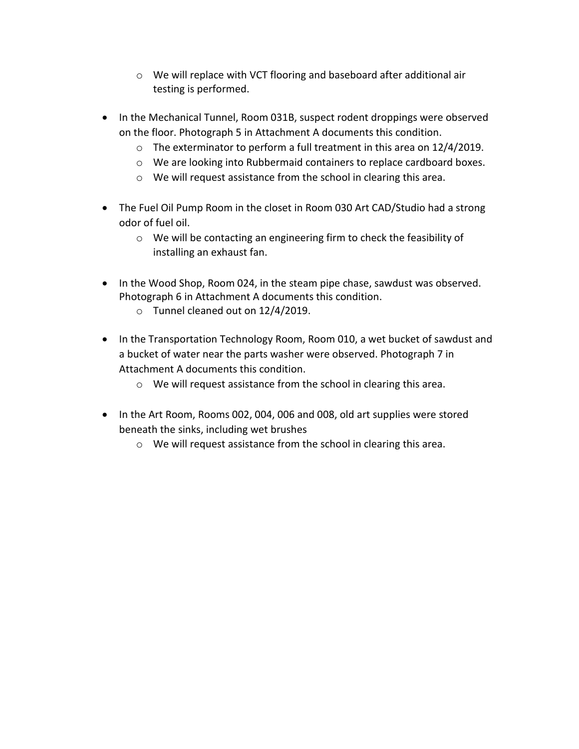- We will replace with VCT flooring and baseboard after additional air testing is performed.

- In the Mechanical Tunnel, Room 031B, suspect rodent droppings were observed on the floor. Photograph 5 in Attachment A documents this condition.
    - The exterminator to perform a full treatment in this area on 12/4/2019.
    - We are looking into Rubbermaid containers to replace cardboard boxes.
    - We will request assistance from the school in clearing this area.

- The Fuel Oil Pump Room in the closet in Room 030 Art CAD/Studio had a strong odor of fuel oil.
    - We will be contacting an engineering firm to check the feasibility of installing an exhaust fan.

- In the Wood Shop, Room 024, in the steam pipe chase, sawdust was observed. Photograph 6 in Attachment A documents this condition.
    - Tunnel cleaned out on 12/4/2019.

- In the Transportation Technology Room, Room 010, a wet bucket of sawdust and a bucket of water near the parts washer were observed. Photograph 7 in Attachment A documents this condition.
    - We will request assistance from the school in clearing this area.

- In the Art Room, Rooms 002, 004, 006 and 008, old art supplies were stored beneath the sinks, including wet brushes
    - We will request assistance from the school in clearing this area.